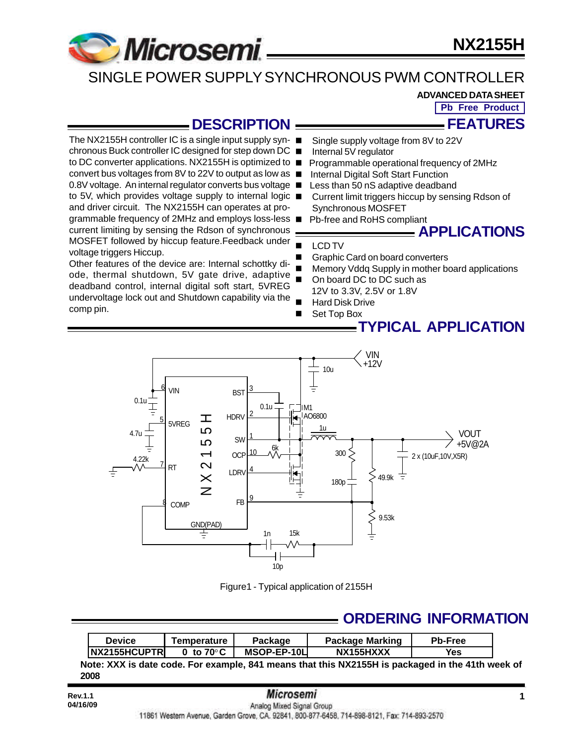# NX2155H

## SINGLE POWER SUPPLY SYNCHRONOUS PWM CONTROLLER

**ADVANCED DATA SHEET**

**Pb Free Product**

## DESCRIPTION

The NX2155H controller IC is a single input supply synchronous Buck controller IC designed for step down DC to DC converter applications. NX2155H is optimized to convert bus voltages from 8V to 22V to output as low as 0.8V voltage. An internal regulator converts bus voltage to 5V, which provides voltage supply to internal logic and driver circuit. The NX2155H can operates at programmable frequency of 2MHz and employs loss-less current limiting by sensing the Rdson of synchronous MOSFET followed by hiccup feature.Feedback under voltage triggers Hiccup.

Other features of the device are: Internal schottky diode, thermal shutdown, 5V gate drive, adaptive deadband control, internal digital soft start, 5VREG undervoltage lock out and Shutdown capability via the comp pin.

## FEATURES

- Single supply voltage from 8V to 22V
- Internal 5V regulator
- Programmable operational frequency of 2MHz
- Internal Digital Soft Start Function
- Less than 50 nS adaptive deadband
- Current limit triggers hiccup by sensing Rdson of Synchronous MOSFET
- Pb-free and RoHS compliant

## APPLICATIONS

- LCD TV
- Graphic Card on board converters
- Memory Vddq Supply in mother board applications
- On board DC to DC such as 12V to 3.3V, 2.5V or 1.8V
- Hard Disk Drive
- Set Top Box

## TYPICAL APPLICATION

Figure1 - Typical application of 2155H

## ORDERING INFORMATION

| Device | Temperature | Package | Package Marking | Pb-Free |
|---|---|---|---|---|
| NX2155HCUPTR | 0 to 70°C | MSOP-EP-10L | NX155HXXX | Yes |

**Note: XXX is date code. For example, 841 means that this NX2155H is packaged in the 41th week of 2008**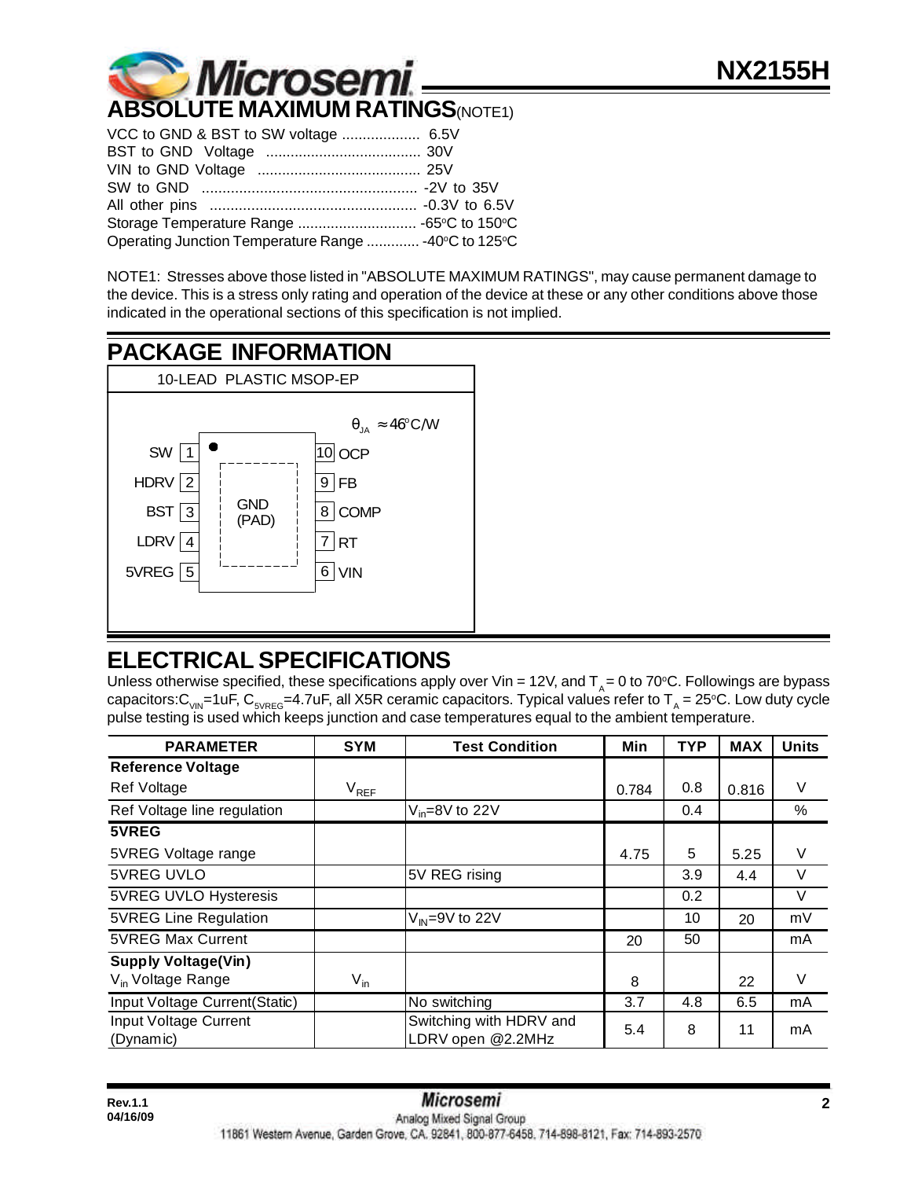## ABSOLUTE MAXIMUM RATINGS(NOTE1)

VCC to GND & BST to SW voltage ................... 6.5V
BST to GND Voltage ...................................... 30V
VIN to GND Voltage ........................................ 25V
SW to GND .................................................... -2V to 35V
All other pins .................................................. -0.3V to 6.5V
Storage Temperature Range ............................ -65°C to 150°C
Operating Junction Temperature Range ............ -40°C to 125°C

NOTE1: Stresses above those listed in "ABSOLUTE MAXIMUM RATINGS", may cause permanent damage to the device. This is a stress only rating and operation of the device at these or any other conditions above those indicated in the operational sections of this specification is not implied.

## PACKAGE INFORMATION

10-LEAD PLASTIC MSOP-EP

$\theta_{JA} \approx 46^{\circ}C/W$

| Pin | Name | Pin | Name |
|---|---|---|---|
| 1 | SW | 10 | OCP |
| 2 | HDRV | 9 | FB |
| 3 | BST | 8 | COMP |
| 4 | LDRV | 7 | RT |
| 5 | 5VREG | 6 | VIN |

GND (PAD)

## ELECTRICAL SPECIFICATIONS

Unless otherwise specified, these specifications apply over Vin = 12V, and $T_A$ = 0 to 70°C. Followings are bypass capacitors:$C_{VIN}$=1uF, $C_{5VREG}$=4.7uF, all X5R ceramic capacitors. Typical values refer to $T_A$ = 25°C. Low duty cycle pulse testing is used which keeps junction and case temperatures equal to the ambient temperature.

| PARAMETER | SYM | Test Condition | Min | TYP | MAX | Units |
|---|---|---|---|---|---|---|
| **Reference Voltage** | | | | | | |
| Ref Voltage | $V_{REF}$ | | 0.784 | 0.8 | 0.816 | V |
| Ref Voltage line regulation | | $V_{in}$=8V to 22V | | 0.4 | | % |
| **5VREG** | | | | | | |
| 5VREG Voltage range | | | 4.75 | 5 | 5.25 | V |
| 5VREG UVLO | | 5V REG rising | | 3.9 | 4.4 | V |
| 5VREG UVLO Hysteresis | | | | 0.2 | | V |
| 5VREG Line Regulation | | $V_{IN}$=9V to 22V | | 10 | 20 | mV |
| 5VREG Max Current | | | 20 | 50 | | mA |
| **Supply Voltage(Vin)** | | | | | | |
| $V_{in}$ Voltage Range | $V_{in}$ | | 8 | | 22 | V |
| Input Voltage Current(Static) | | No switching | 3.7 | 4.8 | 6.5 | mA |
| Input Voltage Current (Dynamic) | | Switching with HDRV and LDRV open @2.2MHz | 5.4 | 8 | 11 | mA |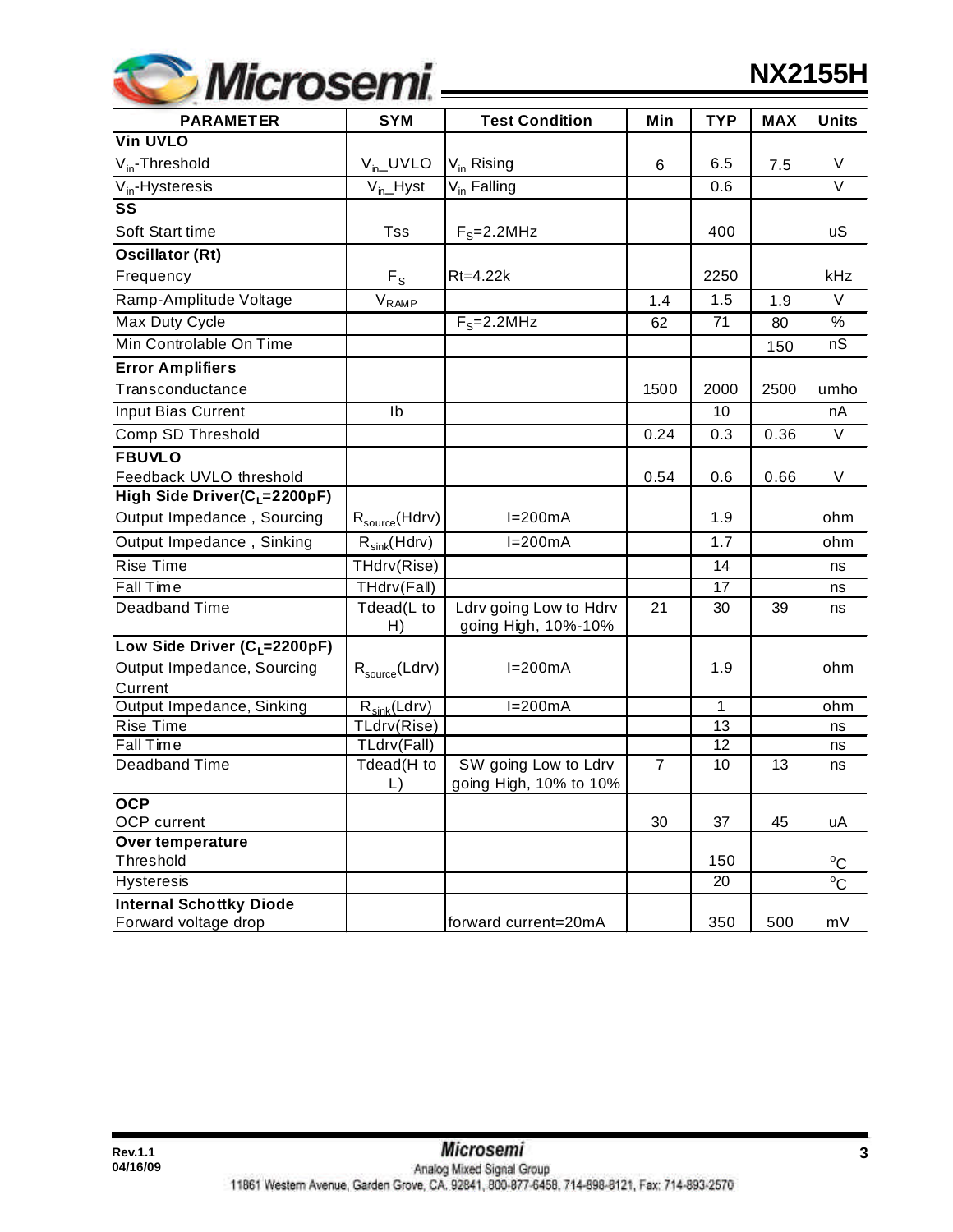| PARAMETER | SYM | Test Condition | Min | TYP | MAX | Units |
|---|---|---|---|---|---|---|
| **Vin UVLO** | | | | | | |
| $V_{in}$-Threshold | $V_{in}$_UVLO | $V_{in}$ Rising | 6 | 6.5 | 7.5 | V |
| $V_{in}$-Hysteresis | $V_{in}$_Hyst | $V_{in}$ Falling | | 0.6 | | V |
| **SS** | | | | | | |
| Soft Start time | Tss | $F_S$=2.2MHz | | 400 | | uS |
| **Oscillator (Rt)** | | | | | | |
| Frequency | $F_S$ | Rt=4.22k | | 2250 | | kHz |
| Ramp-Amplitude Voltage | $V_{RAMP}$ | | 1.4 | 1.5 | 1.9 | V |
| Max Duty Cycle | | $F_S$=2.2MHz | 62 | 71 | 80 | % |
| Min Controlable On Time | | | | | 150 | nS |
| **Error Amplifiers** | | | | | | |
| Transconductance | | | 1500 | 2000 | 2500 | umho |
| Input Bias Current | Ib | | | 10 | | nA |
| Comp SD Threshold | | | 0.24 | 0.3 | 0.36 | V |
| **FBUVLO** | | | | | | |
| Feedback UVLO threshold | | | 0.54 | 0.6 | 0.66 | V |
| **High Side Driver($C_L$=2200pF)** | | | | | | |
| Output Impedance , Sourcing | $R_{source}$(Hdrv) | I=200mA | | 1.9 | | ohm |
| Output Impedance , Sinking | $R_{sink}$(Hdrv) | I=200mA | | 1.7 | | ohm |
| Rise Time | THdrv(Rise) | | | 14 | | ns |
| Fall Time | THdrv(Fall) | | | 17 | | ns |
| Deadband Time | Tdead(L to H) | Ldrv going Low to Hdrv going High, 10%-10% | 21 | 30 | 39 | ns |
| **Low Side Driver ($C_L$=2200pF)** | | | | | | |
| Output Impedance, Sourcing Current | $R_{source}$(Ldrv) | I=200mA | | 1.9 | | ohm |
| Output Impedance, Sinking | $R_{sink}$(Ldrv) | I=200mA | | 1 | | ohm |
| Rise Time | TLdrv(Rise) | | | 13 | | ns |
| Fall Time | TLdrv(Fall) | | | 12 | | ns |
| Deadband Time | Tdead(H to L) | SW going Low to Ldrv going High, 10% to 10% | 7 | 10 | 13 | ns |
| **OCP** | | | | | | |
| OCP current | | | 30 | 37 | 45 | uA |
| **Over temperature** | | | | | | |
| Threshold | | | | 150 | | °C |
| Hysteresis | | | | 20 | | °C |
| **Internal Schottky Diode** | | | | | | |
| Forward voltage drop | | forward current=20mA | | 350 | 500 | mV |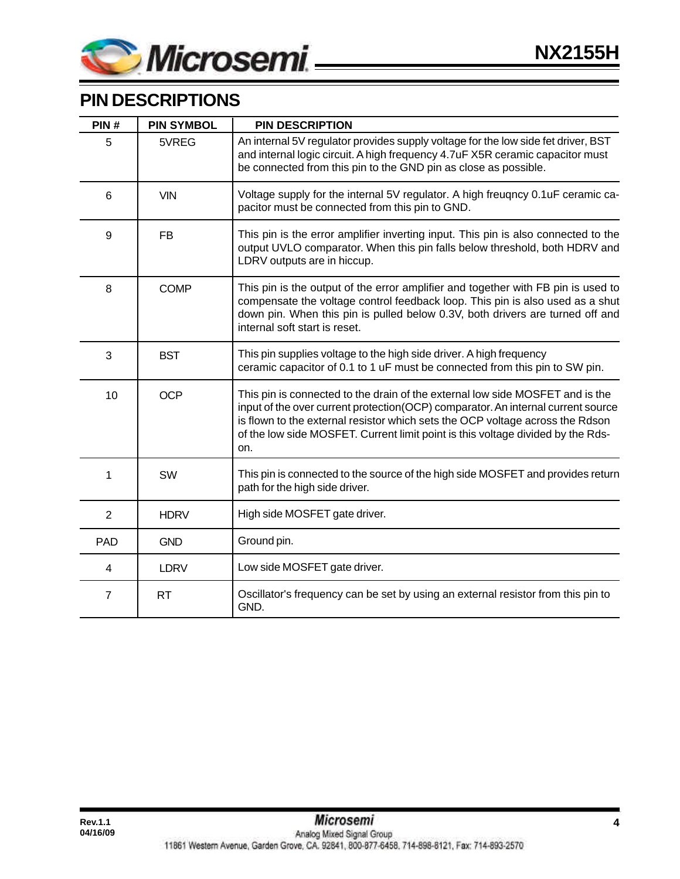## PIN DESCRIPTIONS

| PIN # | PIN SYMBOL | PIN DESCRIPTION |
|---|---|---|
| 5 | 5VREG | An internal 5V regulator provides supply voltage for the low side fet driver, BST and internal logic circuit. A high frequency 4.7uF X5R ceramic capacitor must be connected from this pin to the GND pin as close as possible. |
| 6 | VIN | Voltage supply for the internal 5V regulator. A high freuqncy 0.1uF ceramic capacitor must be connected from this pin to GND. |
| 9 | FB | This pin is the error amplifier inverting input. This pin is also connected to the output UVLO comparator. When this pin falls below threshold, both HDRV and LDRV outputs are in hiccup. |
| 8 | COMP | This pin is the output of the error amplifier and together with FB pin is used to compensate the voltage control feedback loop. This pin is also used as a shut down pin. When this pin is pulled below 0.3V, both drivers are turned off and internal soft start is reset. |
| 3 | BST | This pin supplies voltage to the high side driver. A high frequency ceramic capacitor of 0.1 to 1 uF must be connected from this pin to SW pin. |
| 10 | OCP | This pin is connected to the drain of the external low side MOSFET and is the input of the over current protection(OCP) comparator. An internal current source is flown to the external resistor which sets the OCP voltage across the Rdson of the low side MOSFET. Current limit point is this voltage divided by the Rds-on. |
| 1 | SW | This pin is connected to the source of the high side MOSFET and provides return path for the high side driver. |
| 2 | HDRV | High side MOSFET gate driver. |
| PAD | GND | Ground pin. |
| 4 | LDRV | Low side MOSFET gate driver. |
| 7 | RT | Oscillator's frequency can be set by using an external resistor from this pin to GND. |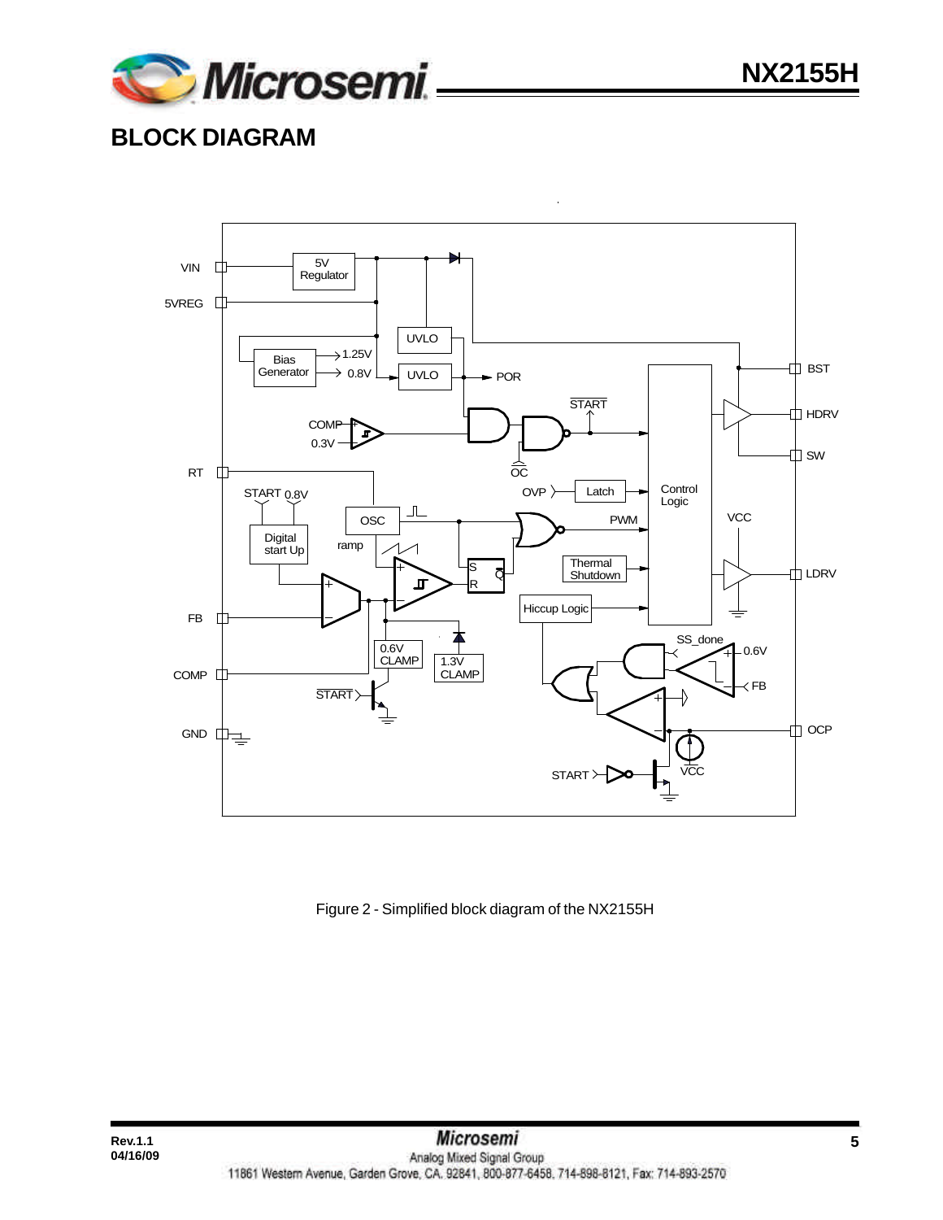## BLOCK DIAGRAM

Figure 2 - Simplified block diagram of the NX2155H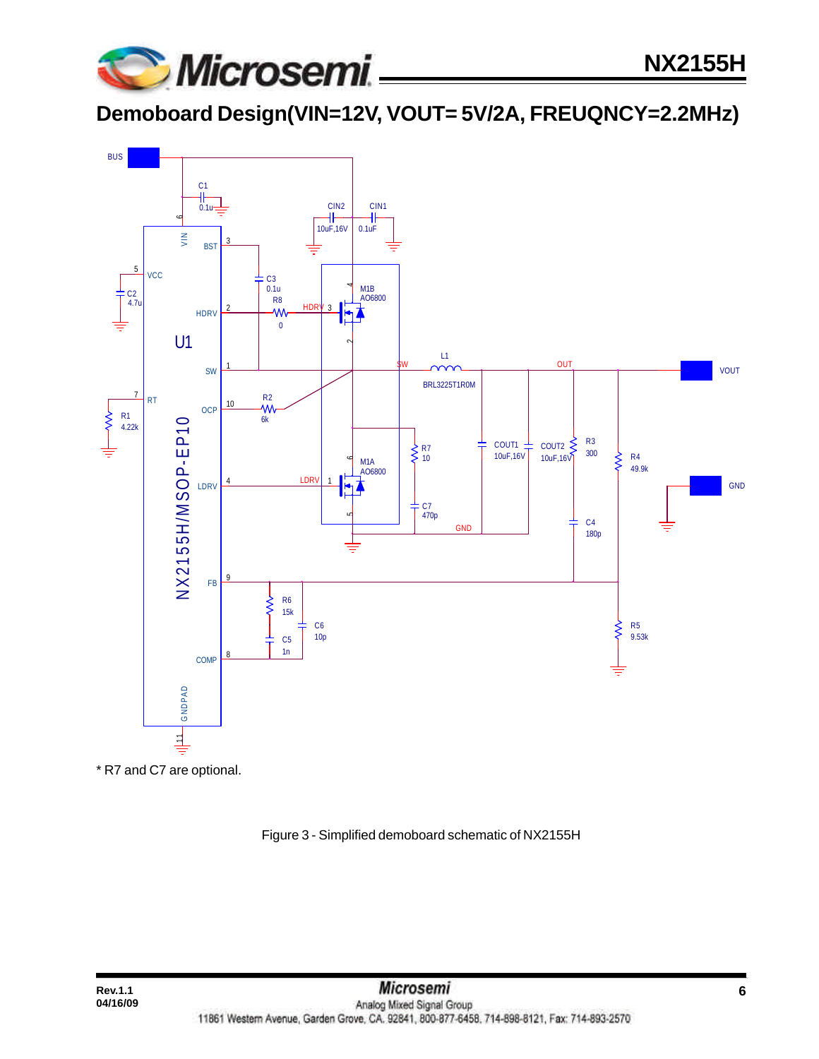# Demoboard Design(VIN=12V, VOUT= 5V/2A, FREUQNCY=2.2MHz)

* R7 and C7 are optional.

Figure 3 - Simplified demoboard schematic of NX2155H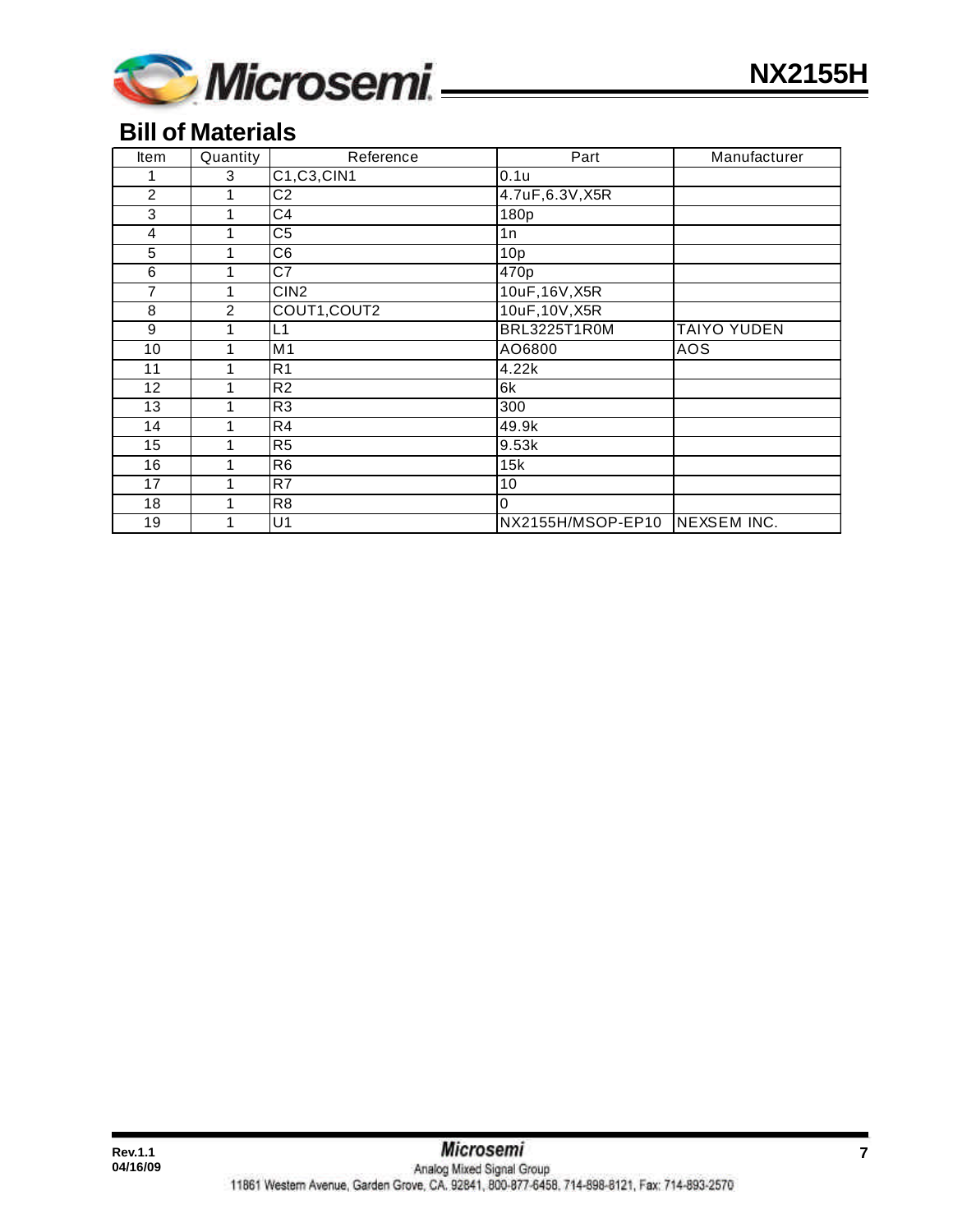## Bill of Materials

| Item | Quantity | Reference | Part | Manufacturer |
|---|---|---|---|---|
| 1 | 3 | C1,C3,CIN1 | 0.1u | |
| 2 | 1 | C2 | 4.7uF,6.3V,X5R | |
| 3 | 1 | C4 | 180p | |
| 4 | 1 | C5 | 1n | |
| 5 | 1 | C6 | 10p | |
| 6 | 1 | C7 | 470p | |
| 7 | 1 | CIN2 | 10uF,16V,X5R | |
| 8 | 2 | COUT1,COUT2 | 10uF,10V,X5R | |
| 9 | 1 | L1 | BRL3225T1R0M | TAIYO YUDEN |
| 10 | 1 | M1 | AO6800 | AOS |
| 11 | 1 | R1 | 4.22k | |
| 12 | 1 | R2 | 6k | |
| 13 | 1 | R3 | 300 | |
| 14 | 1 | R4 | 49.9k | |
| 15 | 1 | R5 | 9.53k | |
| 16 | 1 | R6 | 15k | |
| 17 | 1 | R7 | 10 | |
| 18 | 1 | R8 | 0 | |
| 19 | 1 | U1 | NX2155H/MSOP-EP10 | NEXSEM INC. |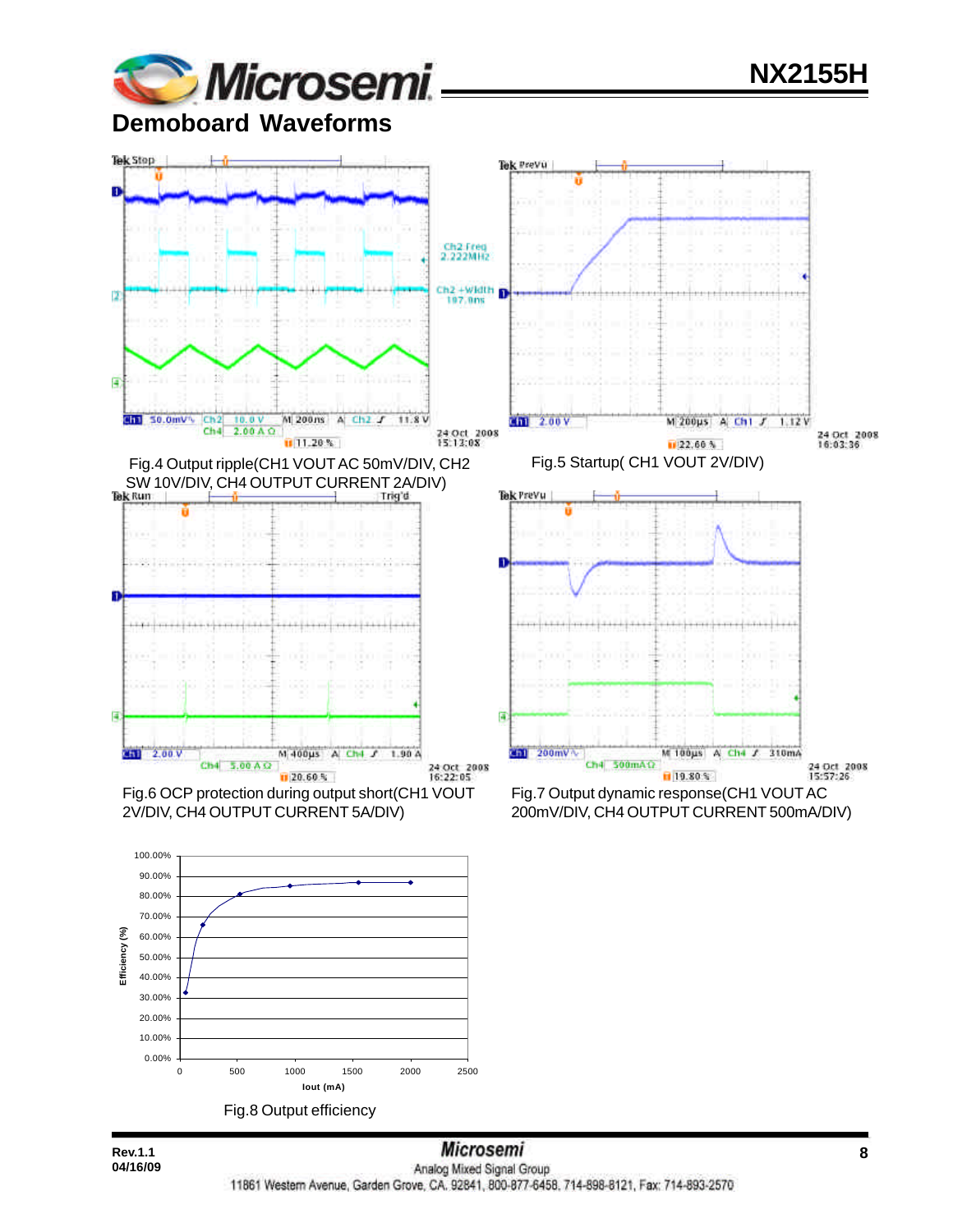## Demoboard Waveforms

Fig.4 Output ripple(CH1 VOUT AC 50mV/DIV, CH2 SW 10V/DIV, CH4 OUTPUT CURRENT 2A/DIV)

Fig.5 Startup( CH1 VOUT 2V/DIV)

Fig.6 OCP protection during output short(CH1 VOUT 2V/DIV, CH4 OUTPUT CURRENT 5A/DIV)

Fig.7 Output dynamic response(CH1 VOUT AC 200mV/DIV, CH4 OUTPUT CURRENT 500mA/DIV)

Fig.8 Output efficiency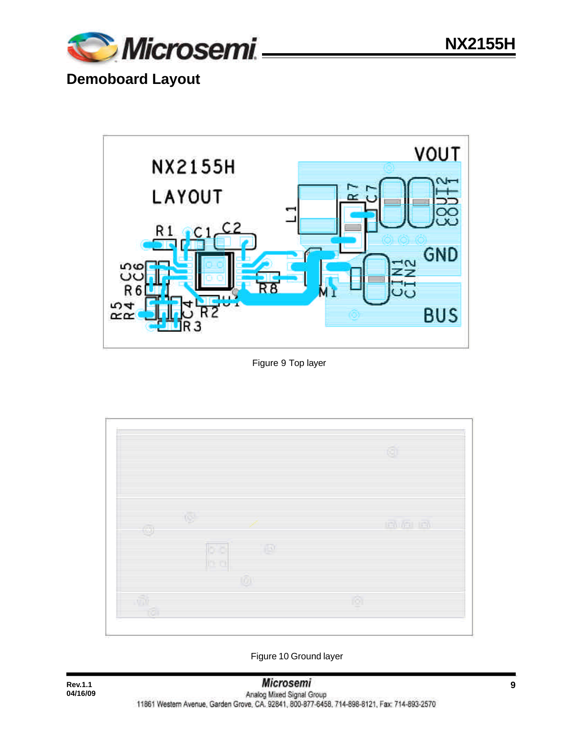## Demoboard Layout

Figure 9 Top layer

Figure 10 Ground layer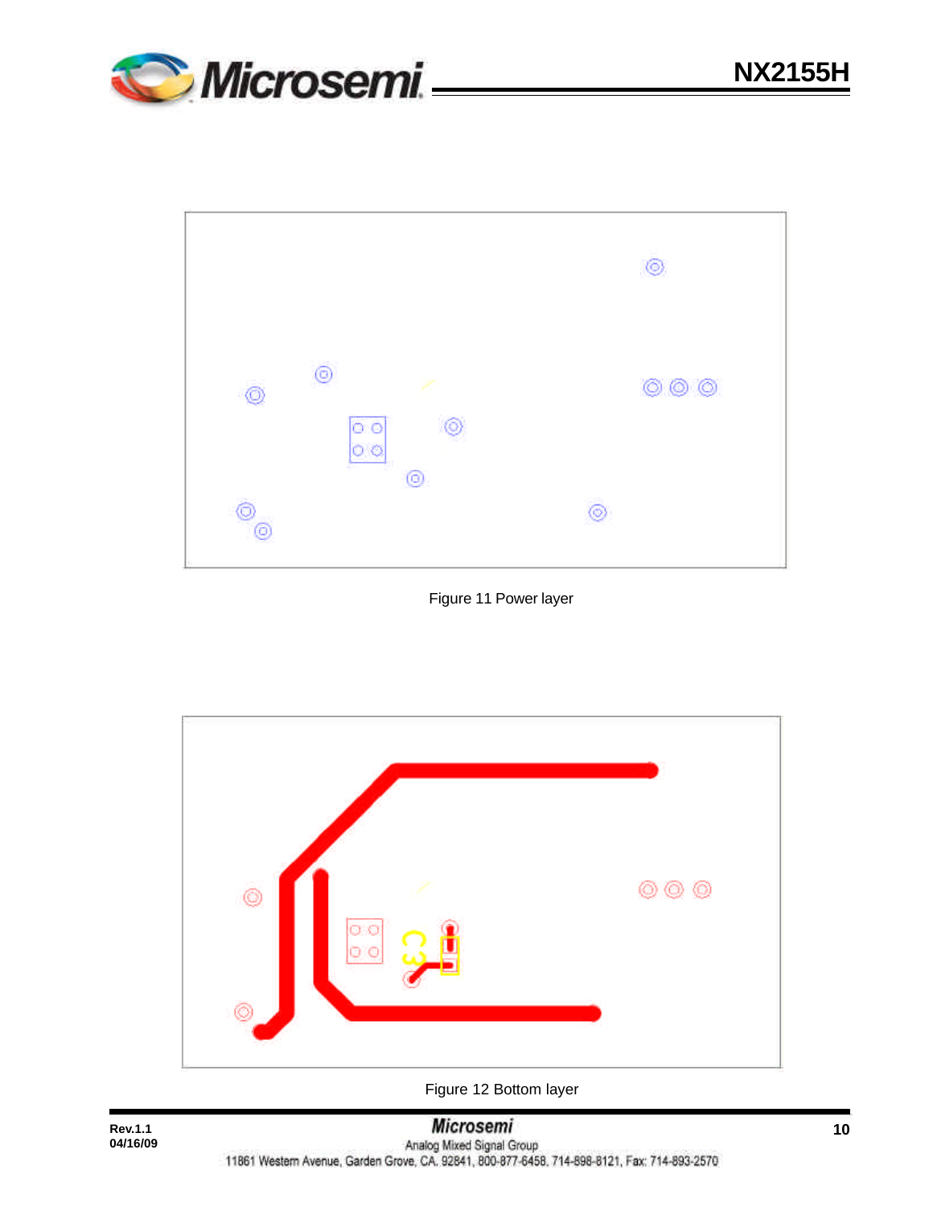Figure 11 Power layer

Figure 12 Bottom layer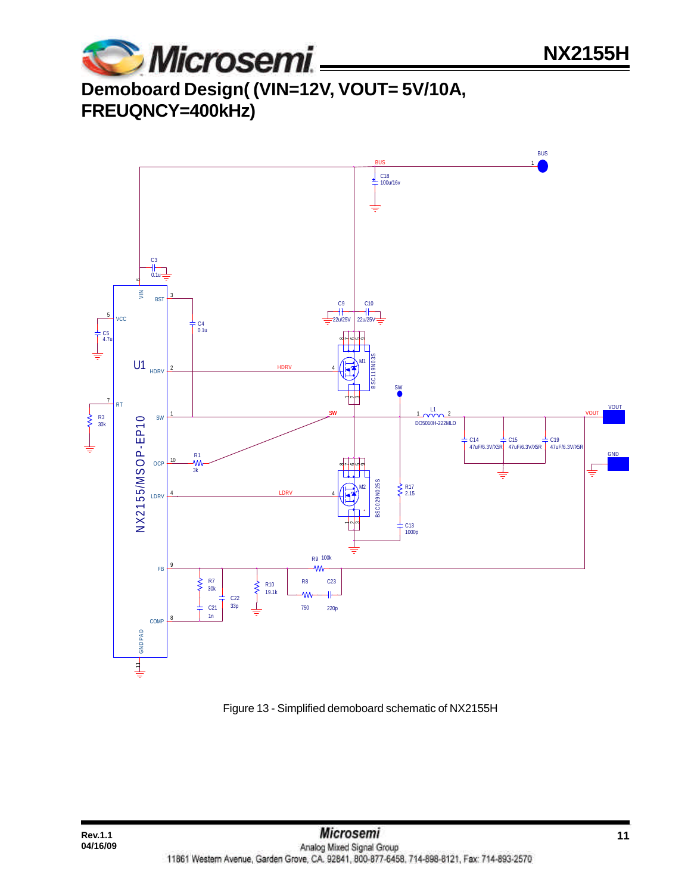# Demoboard Design( (VIN=12V, VOUT= 5V/10A, FREUQNCY=400kHz)

Figure 13 - Simplified demoboard schematic of NX2155H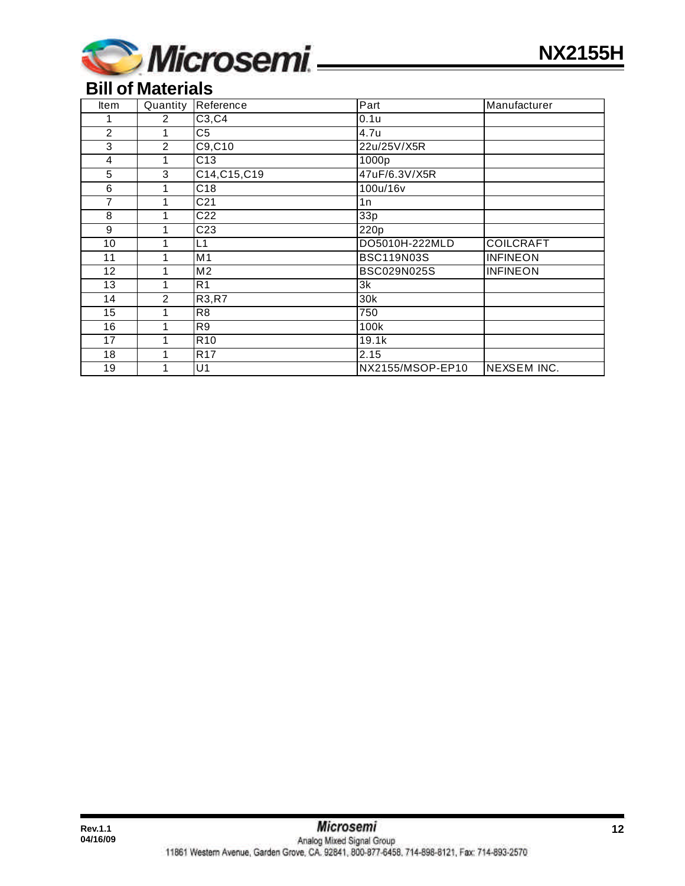## Bill of Materials

| Item | Quantity | Reference | Part | Manufacturer |
|---|---|---|---|---|
| 1 | 2 | C3,C4 | 0.1u | |
| 2 | 1 | C5 | 4.7u | |
| 3 | 2 | C9,C10 | 22u/25V/X5R | |
| 4 | 1 | C13 | 1000p | |
| 5 | 3 | C14,C15,C19 | 47uF/6.3V/X5R | |
| 6 | 1 | C18 | 100u/16v | |
| 7 | 1 | C21 | 1n | |
| 8 | 1 | C22 | 33p | |
| 9 | 1 | C23 | 220p | |
| 10 | 1 | L1 | DO5010H-222MLD | COILCRAFT |
| 11 | 1 | M1 | BSC119N03S | INFINEON |
| 12 | 1 | M2 | BSC029N025S | INFINEON |
| 13 | 1 | R1 | 3k | |
| 14 | 2 | R3,R7 | 30k | |
| 15 | 1 | R8 | 750 | |
| 16 | 1 | R9 | 100k | |
| 17 | 1 | R10 | 19.1k | |
| 18 | 1 | R17 | 2.15 | |
| 19 | 1 | U1 | NX2155/MSOP-EP10 | NEXSEM INC. |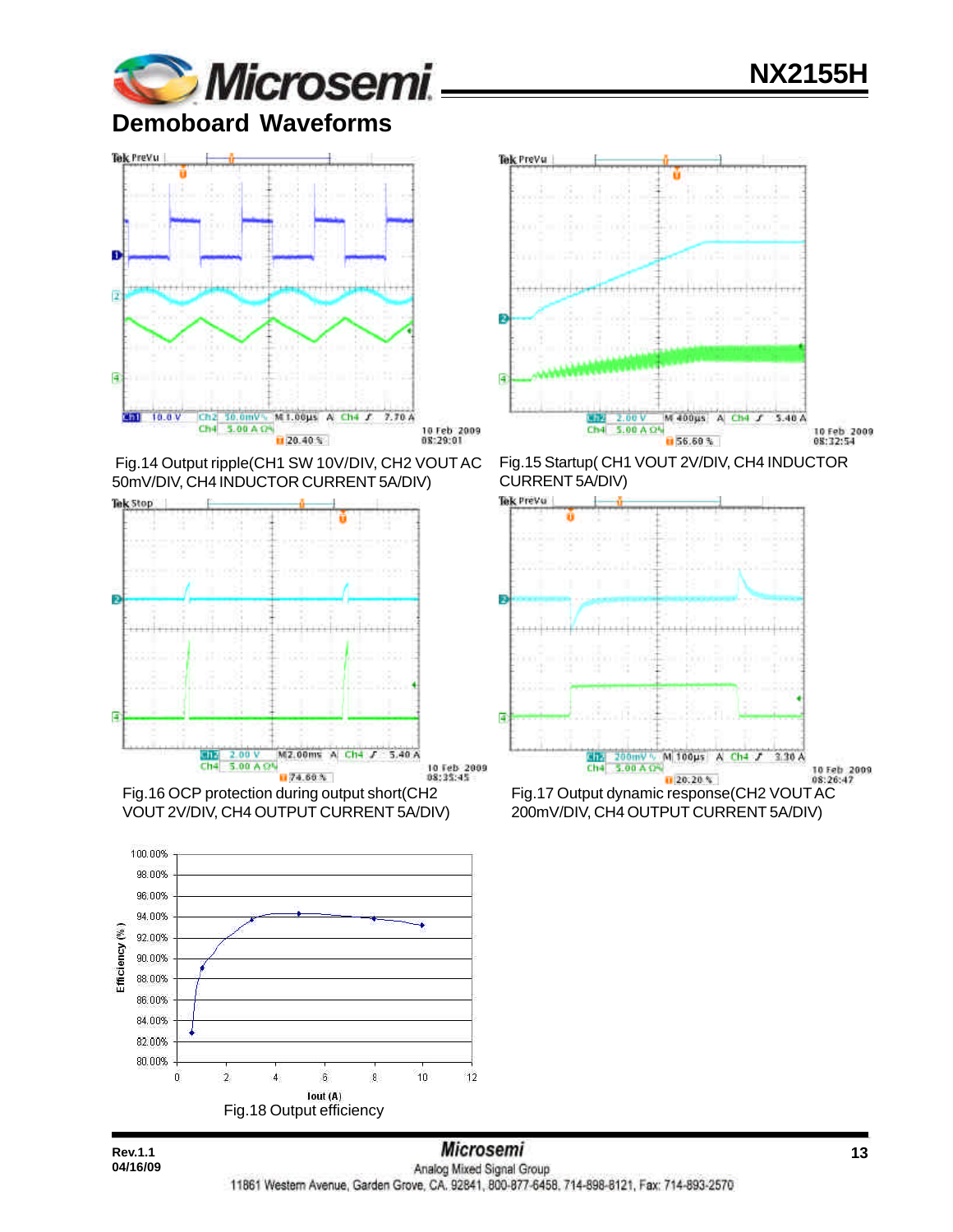# Demoboard Waveforms

Fig.14 Output ripple(CH1 SW 10V/DIV, CH2 VOUT AC 50mV/DIV, CH4 INDUCTOR CURRENT 5A/DIV)

Fig.15 Startup( CH1 VOUT 2V/DIV, CH4 INDUCTOR CURRENT 5A/DIV)

Fig.16 OCP protection during output short(CH2 VOUT 2V/DIV, CH4 OUTPUT CURRENT 5A/DIV)

Fig.17 Output dynamic response(CH2 VOUT AC 200mV/DIV, CH4 OUTPUT CURRENT 5A/DIV)

Fig.18 Output efficiency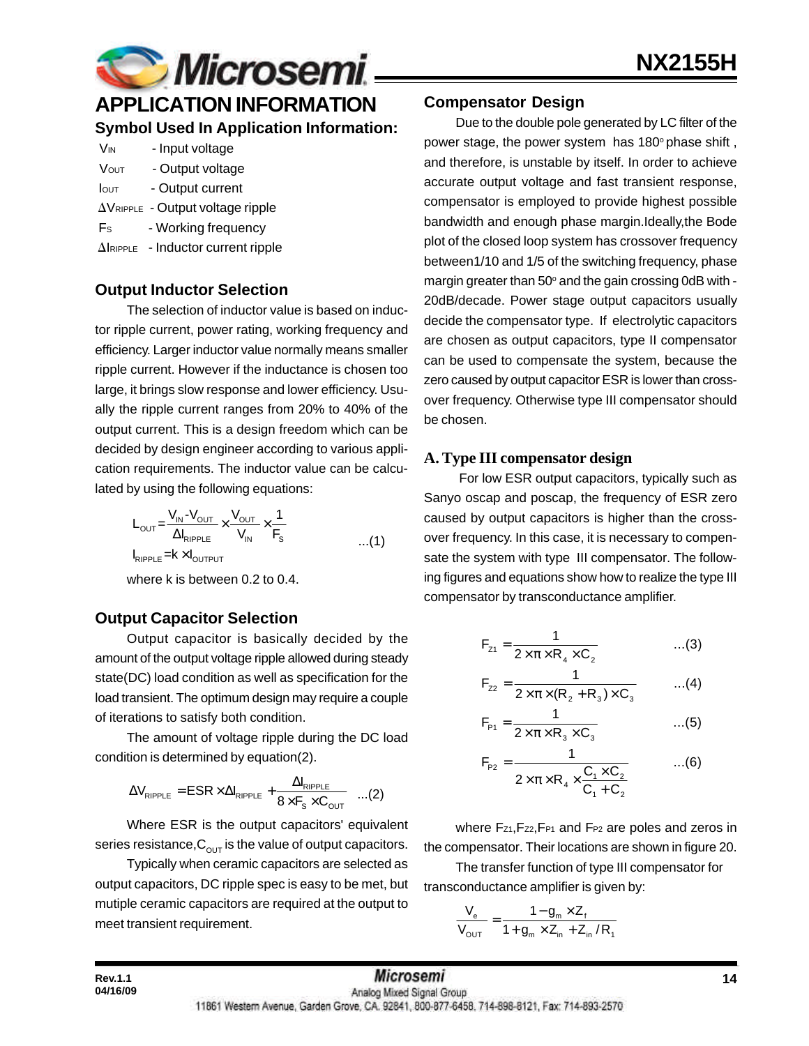# APPLICATION INFORMATION

## Symbol Used In Application Information:

$V_{IN}$ - Input voltage

$V_{OUT}$ - Output voltage

$I_{OUT}$ - Output current

$\Delta V_{RIPPLE}$ - Output voltage ripple

$F_S$ - Working frequency

$\Delta I_{RIPPLE}$ - Inductor current ripple

### Output Inductor Selection

The selection of inductor value is based on inductor ripple current, power rating, working frequency and efficiency. Larger inductor value normally means smaller ripple current. However if the inductance is chosen too large, it brings slow response and lower efficiency. Usually the ripple current ranges from 20% to 40% of the output current. This is a design freedom which can be decided by design engineer according to various application requirements. The inductor value can be calculated by using the following equations:

$$L_{OUT} = \frac{V_{IN} - V_{OUT}}{\Delta I_{RIPPLE}} \times \frac{V_{OUT}}{V_{IN}} \times \frac{1}{F_S}$$

$$I_{RIPPLE} = k \times I_{OUTPUT} \quad \text{...(1)}$$

where k is between 0.2 to 0.4.

### Output Capacitor Selection

Output capacitor is basically decided by the amount of the output voltage ripple allowed during steady state(DC) load condition as well as specification for the load transient. The optimum design may require a couple of iterations to satisfy both condition.

The amount of voltage ripple during the DC load condition is determined by equation(2).

$$\Delta V_{RIPPLE} = ESR \times \Delta I_{RIPPLE} + \frac{\Delta I_{RIPPLE}}{8 \times F_S \times C_{OUT}} \quad \text{...(2)}$$

Where ESR is the output capacitors' equivalent series resistance, $C_{OUT}$ is the value of output capacitors.

Typically when ceramic capacitors are selected as output capacitors, DC ripple spec is easy to be met, but mutiple ceramic capacitors are required at the output to meet transient requirement.

### Compensator Design

Due to the double pole generated by LC filter of the power stage, the power system has 180° phase shift , and therefore, is unstable by itself. In order to achieve accurate output voltage and fast transient response, compensator is employed to provide highest possible bandwidth and enough phase margin.Ideally,the Bode plot of the closed loop system has crossover frequency between1/10 and 1/5 of the switching frequency, phase margin greater than 50° and the gain crossing 0dB with -20dB/decade. Power stage output capacitors usually decide the compensator type. If electrolytic capacitors are chosen as output capacitors, type II compensator can be used to compensate the system, because the zero caused by output capacitor ESR is lower than crossover frequency. Otherwise type III compensator should be chosen.

### A. Type III compensator design

For low ESR output capacitors, typically such as Sanyo oscap and poscap, the frequency of ESR zero caused by output capacitors is higher than the crossover frequency. In this case, it is necessary to compensate the system with type III compensator. The following figures and equations show how to realize the type III compensator by transconductance amplifier.

$$F_{Z1} = \frac{1}{2 \times \pi \times R_4 \times C_2} \quad \text{...(3)}$$

$$F_{Z2} = \frac{1}{2 \times \pi \times (R_2 + R_3) \times C_3} \quad \text{...(4)}$$

$$F_{P1} = \frac{1}{2 \times \pi \times R_3 \times C_3} \quad \text{...(5)}$$

$$F_{P2} = \frac{1}{2 \times \pi \times R_4 \times \frac{C_1 \times C_2}{C_1 + C_2}} \quad \text{...(6)}$$

where $F_{Z1}$, $F_{Z2}$, $F_{P1}$ and $F_{P2}$ are poles and zeros in the compensator. Their locations are shown in figure 20.

The transfer function of type III compensator for transconductance amplifier is given by:

$$\frac{V_e}{V_{OUT}} = \frac{1 - g_m \times Z_f}{1 + g_m \times Z_{in} + Z_{in} / R_1}$$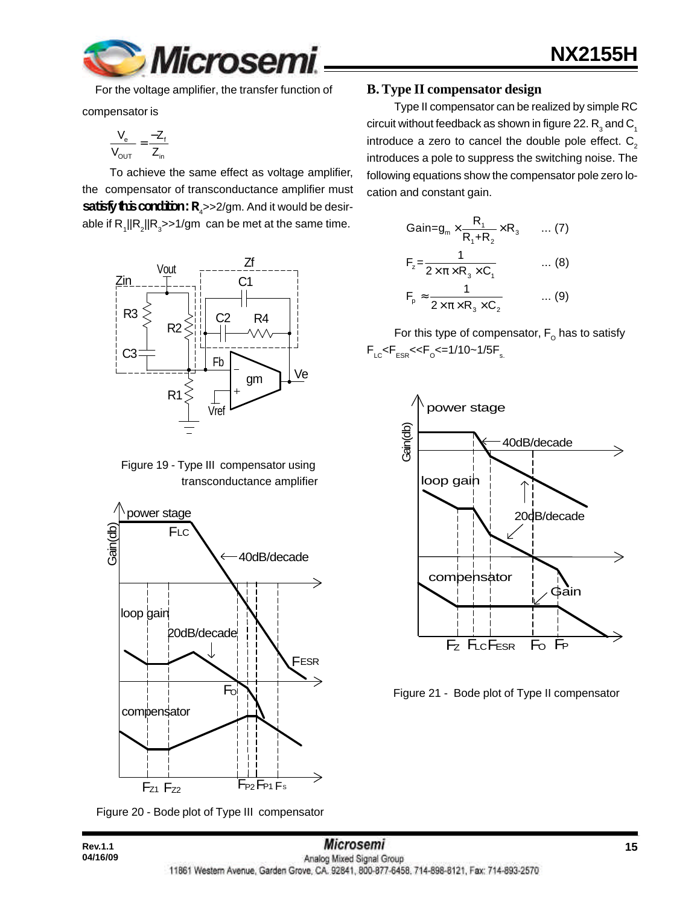For the voltage amplifier, the transfer function of compensator is

$$\frac{V_e}{V_{OUT}} = \frac{-Z_f}{Z_{in}}$$

To achieve the same effect as voltage amplifier, the compensator of transconductance amplifier must **satisfy this condition: $R_4$**>>2/gm. And it would be desirable if $R_1||R_2||R_3$>>1/gm can be met at the same time.

Figure 19 - Type III compensator using transconductance amplifier

Figure 20 - Bode plot of Type III compensator

## B. Type II compensator design

Type II compensator can be realized by simple RC circuit without feedback as shown in figure 22. $R_3$ and $C_1$ introduce a zero to cancel the double pole effect. $C_2$ introduces a pole to suppress the switching noise. The following equations show the compensator pole zero location and constant gain.

$$\text{Gain} = g_m \times \frac{R_1}{R_1 + R_2} \times R_3 \qquad \text{... (7)}$$

$$F_z = \frac{1}{2 \times \pi \times R_3 \times C_1} \qquad \text{... (8)}$$

$$F_p \approx \frac{1}{2 \times \pi \times R_3 \times C_2} \qquad \text{... (9)}$$

For this type of compensator, $F_O$ has to satisfy $F_{LC} < F_{ESR} << F_O <= 1/10 \sim 1/5 F_s$.

Figure 21 - Bode plot of Type II compensator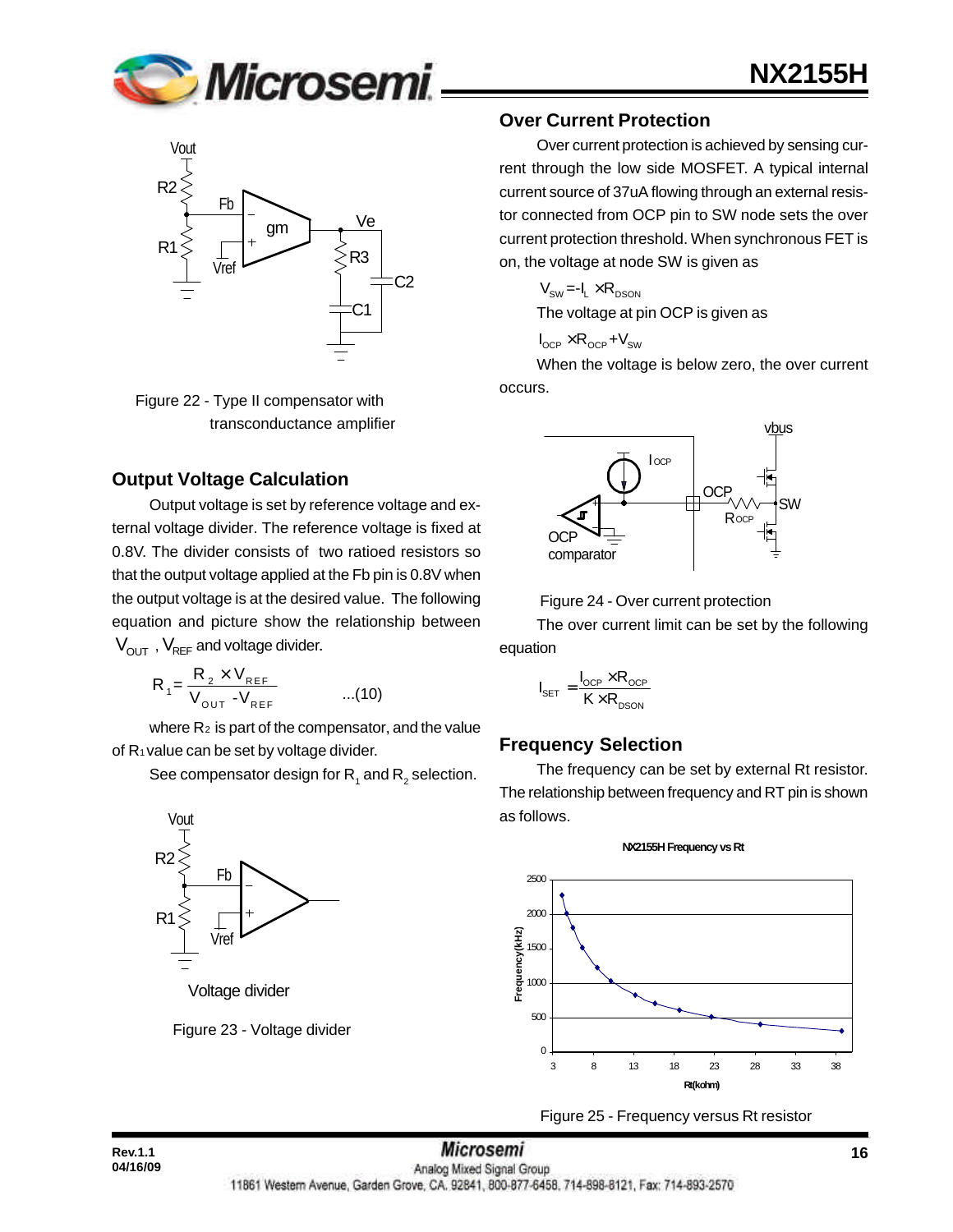Figure 22 - Type II compensator with transconductance amplifier

## Output Voltage Calculation

Output voltage is set by reference voltage and external voltage divider. The reference voltage is fixed at 0.8V. The divider consists of two ratioed resistors so that the output voltage applied at the Fb pin is 0.8V when the output voltage is at the desired value. The following equation and picture show the relationship between $V_{OUT}$, $V_{REF}$ and voltage divider.

$$R_1 = \frac{R_2 \times V_{REF}}{V_{OUT} - V_{REF}} \qquad ...(10)$$

where $R_2$ is part of the compensator, and the value of $R_1$ value can be set by voltage divider.

See compensator design for $R_1$ and $R_2$ selection.

Voltage divider

Figure 23 - Voltage divider

## Over Current Protection

Over current protection is achieved by sensing current through the low side MOSFET. A typical internal current source of 37uA flowing through an external resistor connected from OCP pin to SW node sets the over current protection threshold. When synchronous FET is on, the voltage at node SW is given as

$$V_{SW} = -I_L \times R_{DSON}$$

The voltage at pin OCP is given as

$$I_{OCP} \times R_{OCP} + V_{SW}$$

When the voltage is below zero, the over current occurs.

Figure 24 - Over current protection

The over current limit can be set by the following equation

$$I_{SET} = \frac{I_{OCP} \times R_{OCP}}{K \times R_{DSON}}$$

## Frequency Selection

The frequency can be set by external Rt resistor. The relationship between frequency and RT pin is shown as follows.

Figure 25 - Frequency versus Rt resistor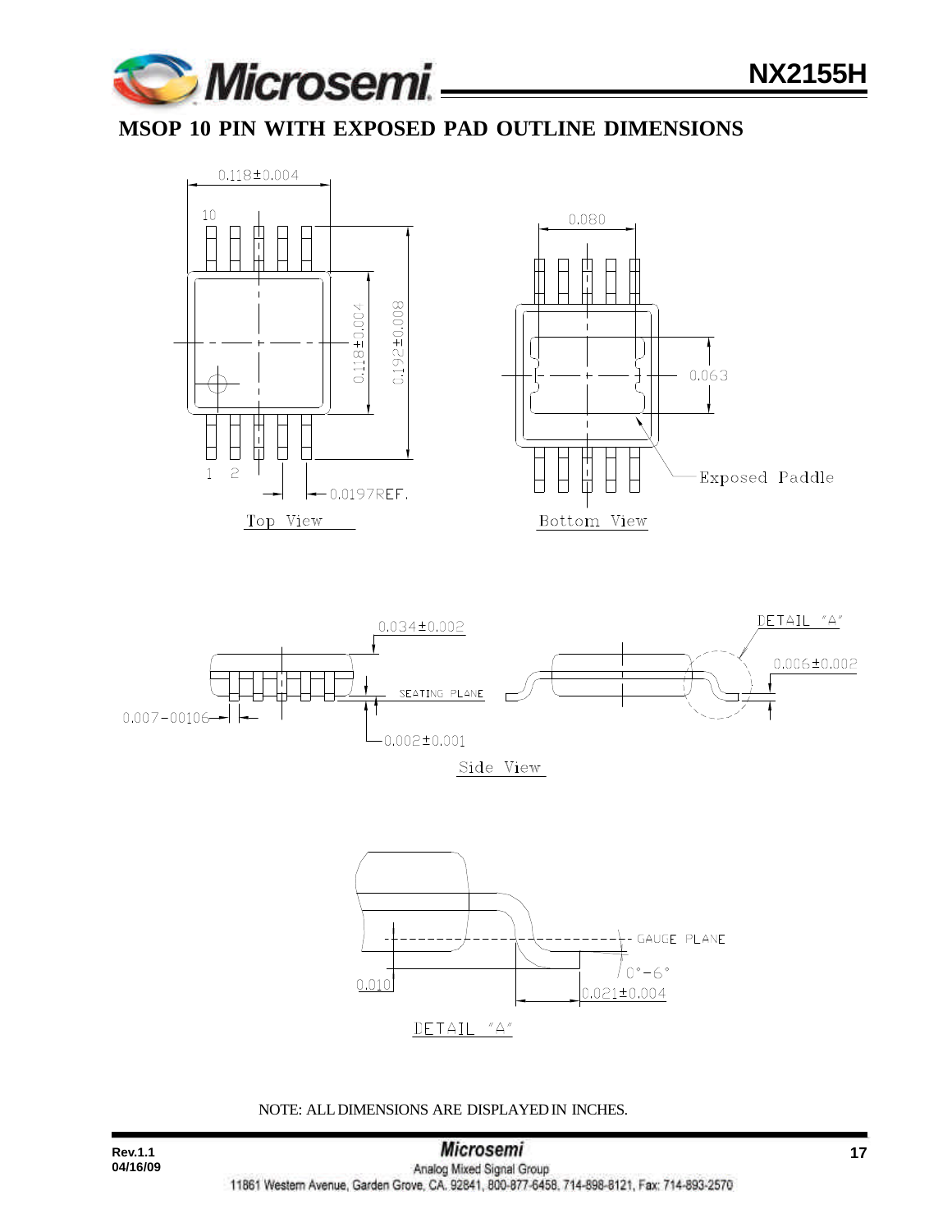## MSOP 10 PIN WITH EXPOSED PAD OUTLINE DIMENSIONS

0.118±0.004

10

0.118±0.004

0.192±0.008

1 2

0.0197REF.

Top View

0.080

0.063

Exposed Paddle

Bottom View

0.034±0.002

SEATING PLANE

0.007-00106

0.002±0.001

DETAIL "A"

0.006±0.002

Side View

GAUGE PLANE

0°-6°

0.010

0.021±0.004

DETAIL "A"

NOTE: ALL DIMENSIONS ARE DISPLAYED IN INCHES.